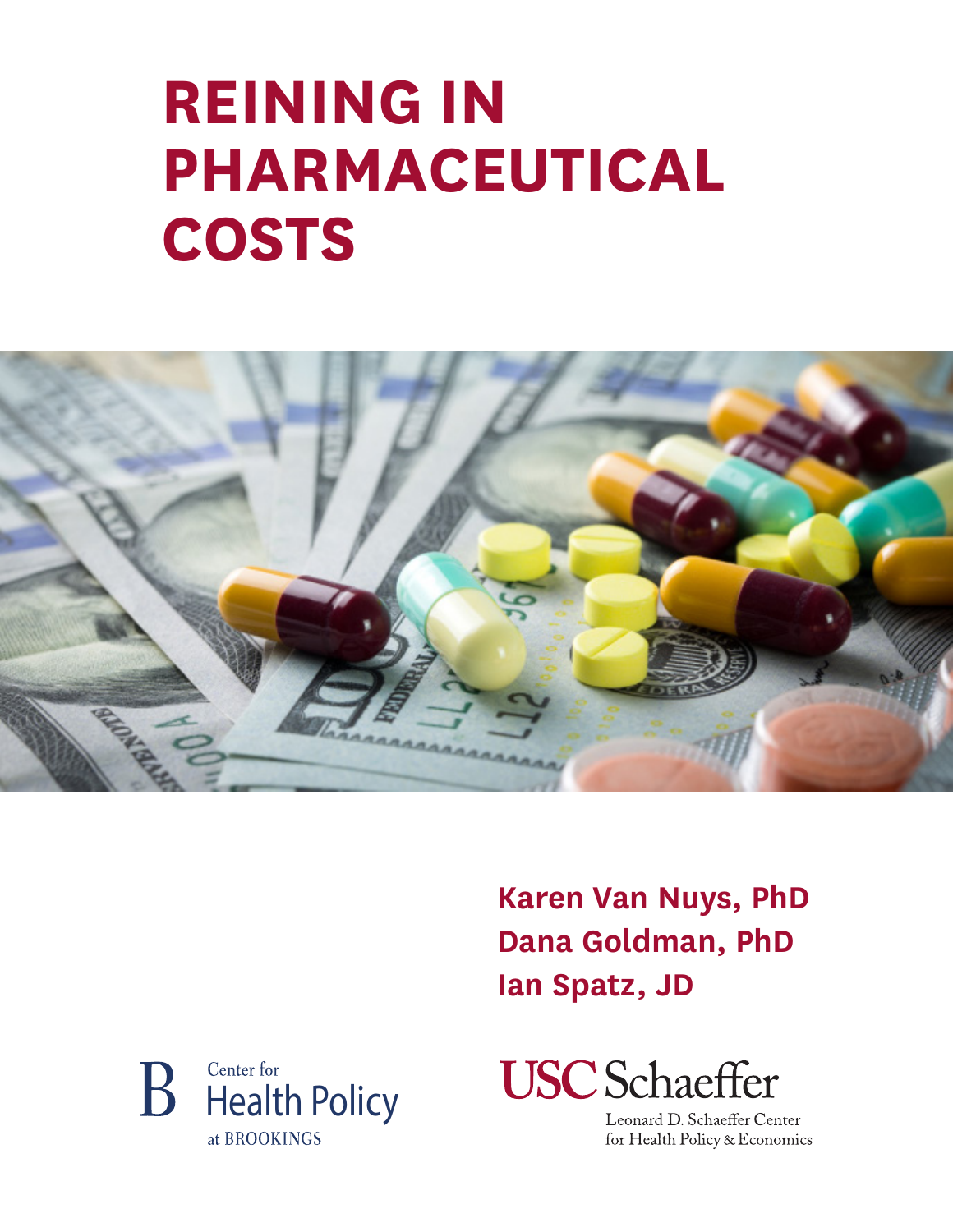# REINING IN PHARMACEUTICAL COSTS

**Karen Van Nuys, PhD**
**Dana Goldman, PhD**
**Ian Spatz, JD**

Center for Health Policy at BROOKINGS

USC Schaeffer
Leonard D. Schaeffer Center for Health Policy & Economics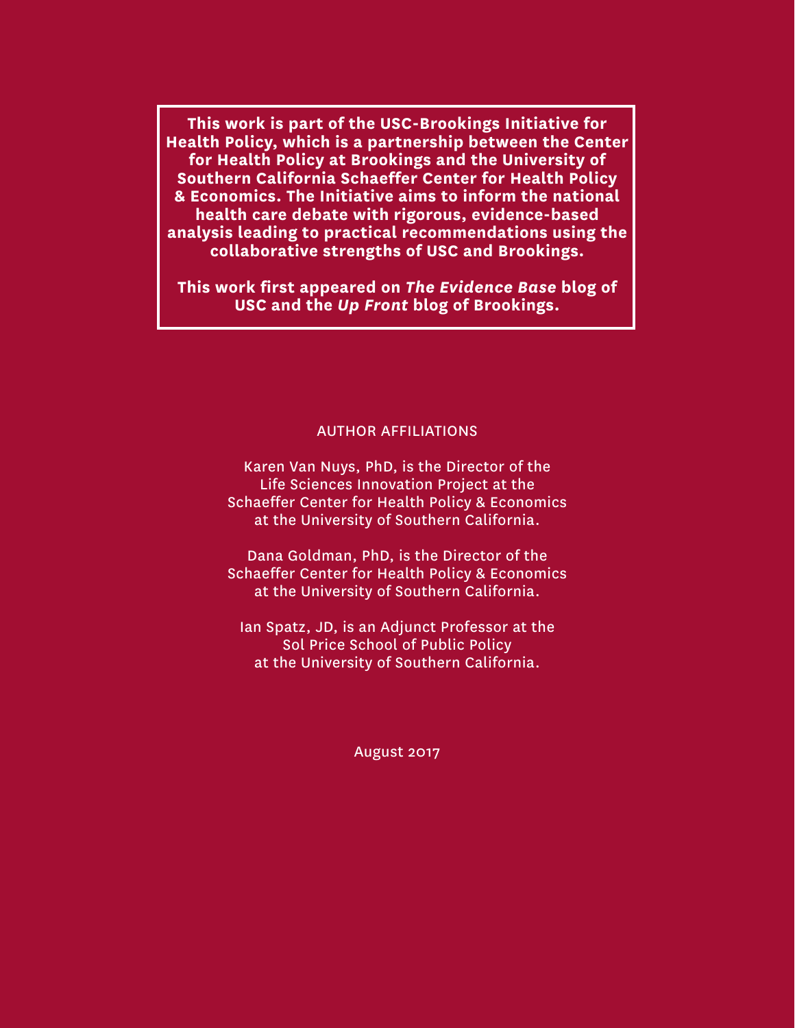**This work is part of the USC-Brookings Initiative for Health Policy, which is a partnership between the Center for Health Policy at Brookings and the University of Southern California Schaeffer Center for Health Policy & Economics. The Initiative aims to inform the national health care debate with rigorous, evidence-based analysis leading to practical recommendations using the collaborative strengths of USC and Brookings.**

**This work first appeared on *The Evidence Base* blog of USC and the *Up Front* blog of Brookings.**

AUTHOR AFFILIATIONS

Karen Van Nuys, PhD, is the Director of the Life Sciences Innovation Project at the Schaeffer Center for Health Policy & Economics at the University of Southern California.

Dana Goldman, PhD, is the Director of the Schaeffer Center for Health Policy & Economics at the University of Southern California.

Ian Spatz, JD, is an Adjunct Professor at the Sol Price School of Public Policy at the University of Southern California.

August 2017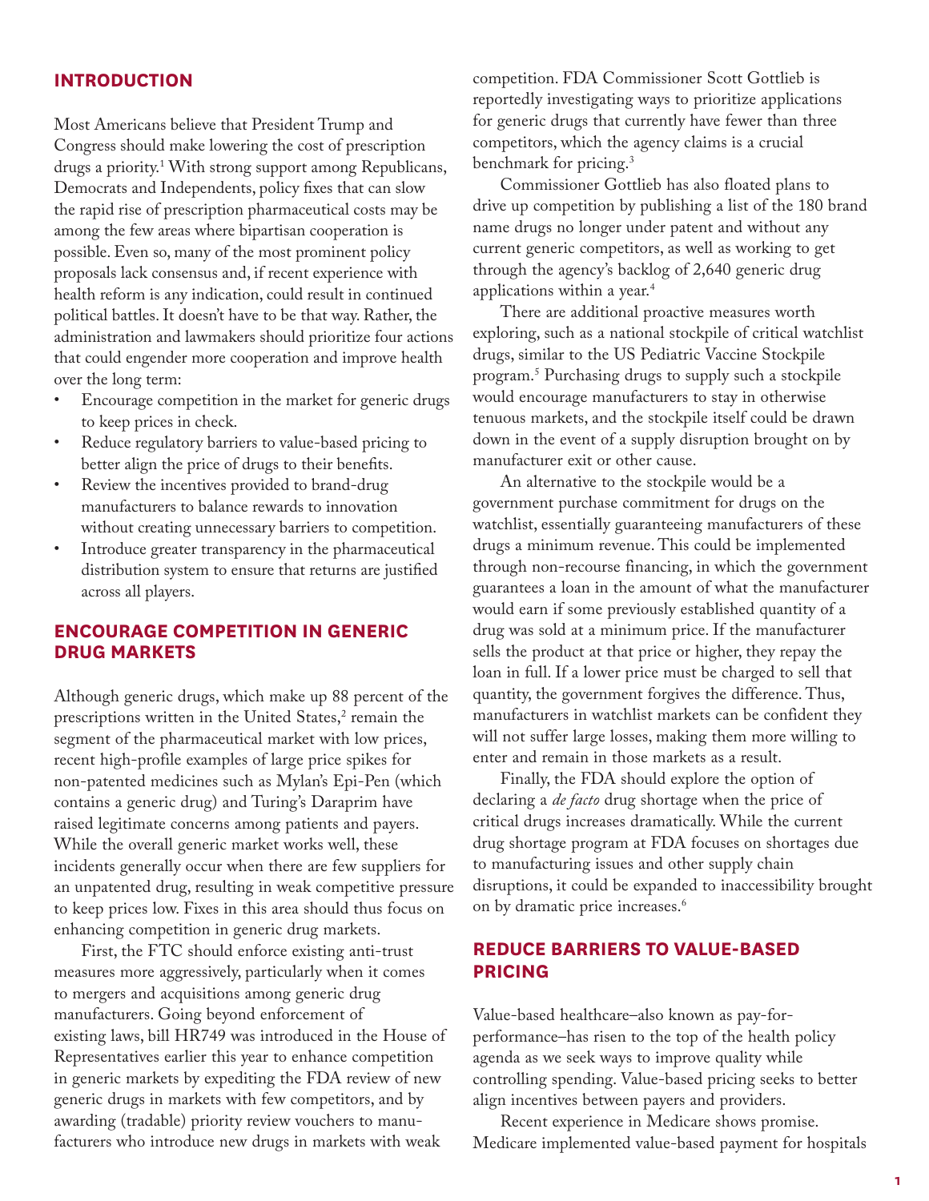## INTRODUCTION

Most Americans believe that President Trump and Congress should make lowering the cost of prescription drugs a priority.[1] With strong support among Republicans, Democrats and Independents, policy fixes that can slow the rapid rise of prescription pharmaceutical costs may be among the few areas where bipartisan cooperation is possible. Even so, many of the most prominent policy proposals lack consensus and, if recent experience with health reform is any indication, could result in continued political battles. It doesn't have to be that way. Rather, the administration and lawmakers should prioritize four actions that could engender more cooperation and improve health over the long term:

- Encourage competition in the market for generic drugs to keep prices in check.
- Reduce regulatory barriers to value-based pricing to better align the price of drugs to their benefits.
- Review the incentives provided to brand-drug manufacturers to balance rewards to innovation without creating unnecessary barriers to competition.
- Introduce greater transparency in the pharmaceutical distribution system to ensure that returns are justified across all players.

## ENCOURAGE COMPETITION IN GENERIC DRUG MARKETS

Although generic drugs, which make up 88 percent of the prescriptions written in the United States,[2] remain the segment of the pharmaceutical market with low prices, recent high-profile examples of large price spikes for non-patented medicines such as Mylan's Epi-Pen (which contains a generic drug) and Turing's Daraprim have raised legitimate concerns among patients and payers. While the overall generic market works well, these incidents generally occur when there are few suppliers for an unpatented drug, resulting in weak competitive pressure to keep prices low. Fixes in this area should thus focus on enhancing competition in generic drug markets.

First, the FTC should enforce existing anti-trust measures more aggressively, particularly when it comes to mergers and acquisitions among generic drug manufacturers. Going beyond enforcement of existing laws, bill HR749 was introduced in the House of Representatives earlier this year to enhance competition in generic markets by expediting the FDA review of new generic drugs in markets with few competitors, and by awarding (tradable) priority review vouchers to manufacturers who introduce new drugs in markets with weak competition. FDA Commissioner Scott Gottlieb is reportedly investigating ways to prioritize applications for generic drugs that currently have fewer than three competitors, which the agency claims is a crucial benchmark for pricing.[3]

Commissioner Gottlieb has also floated plans to drive up competition by publishing a list of the 180 brand name drugs no longer under patent and without any current generic competitors, as well as working to get through the agency's backlog of 2,640 generic drug applications within a year.[4]

There are additional proactive measures worth exploring, such as a national stockpile of critical watchlist drugs, similar to the US Pediatric Vaccine Stockpile program.[5] Purchasing drugs to supply such a stockpile would encourage manufacturers to stay in otherwise tenuous markets, and the stockpile itself could be drawn down in the event of a supply disruption brought on by manufacturer exit or other cause.

An alternative to the stockpile would be a government purchase commitment for drugs on the watchlist, essentially guaranteeing manufacturers of these drugs a minimum revenue. This could be implemented through non-recourse financing, in which the government guarantees a loan in the amount of what the manufacturer would earn if some previously established quantity of a drug was sold at a minimum price. If the manufacturer sells the product at that price or higher, they repay the loan in full. If a lower price must be charged to sell that quantity, the government forgives the difference. Thus, manufacturers in watchlist markets can be confident they will not suffer large losses, making them more willing to enter and remain in those markets as a result.

Finally, the FDA should explore the option of declaring a *de facto* drug shortage when the price of critical drugs increases dramatically. While the current drug shortage program at FDA focuses on shortages due to manufacturing issues and other supply chain disruptions, it could be expanded to inaccessibility brought on by dramatic price increases.[6]

## REDUCE BARRIERS TO VALUE-BASED PRICING

Value-based healthcare–also known as pay-for-performance–has risen to the top of the health policy agenda as we seek ways to improve quality while controlling spending. Value-based pricing seeks to better align incentives between payers and providers.

Recent experience in Medicare shows promise. Medicare implemented value-based payment for hospitals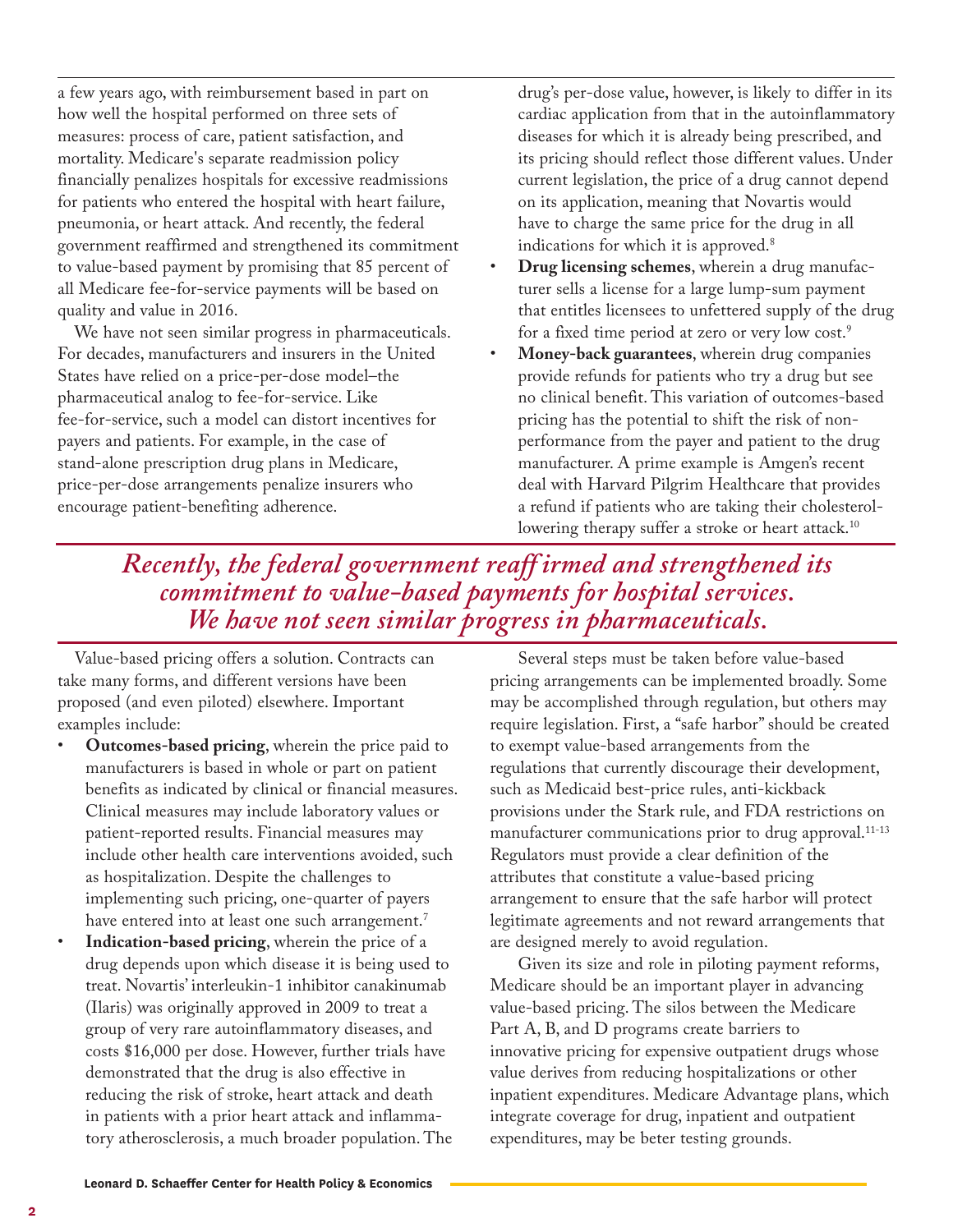a few years ago, with reimbursement based in part on how well the hospital performed on three sets of measures: process of care, patient satisfaction, and mortality. Medicare's separate readmission policy financially penalizes hospitals for excessive readmissions for patients who entered the hospital with heart failure, pneumonia, or heart attack. And recently, the federal government reaffirmed and strengthened its commitment to value-based payment by promising that 85 percent of all Medicare fee-for-service payments will be based on quality and value in 2016.

We have not seen similar progress in pharmaceuticals. For decades, manufacturers and insurers in the United States have relied on a price-per-dose model–the pharmaceutical analog to fee-for-service. Like fee-for-service, such a model can distort incentives for payers and patients. For example, in the case of stand-alone prescription drug plans in Medicare, price-per-dose arrangements penalize insurers who encourage patient-benefiting adherence.

> *Recently, the federal government reaffirmed and strengthened its commitment to value-based payments for hospital services. We have not seen similar progress in pharmaceuticals.*

Value-based pricing offers a solution. Contracts can take many forms, and different versions have been proposed (and even piloted) elsewhere. Important examples include:

- **Outcomes-based pricing**, wherein the price paid to manufacturers is based in whole or part on patient benefits as indicated by clinical or financial measures. Clinical measures may include laboratory values or patient-reported results. Financial measures may include other health care interventions avoided, such as hospitalization. Despite the challenges to implementing such pricing, one-quarter of payers have entered into at least one such arrangement.[7]
- **Indication-based pricing**, wherein the price of a drug depends upon which disease it is being used to treat. Novartis' interleukin-1 inhibitor canakinumab (Ilaris) was originally approved in 2009 to treat a group of very rare autoinflammatory diseases, and costs $16,000 per dose. However, further trials have demonstrated that the drug is also effective in reducing the risk of stroke, heart attack and death in patients with a prior heart attack and inflammatory atherosclerosis, a much broader population. The drug's per-dose value, however, is likely to differ in its cardiac application from that in the autoinflammatory diseases for which it is already being prescribed, and its pricing should reflect those different values. Under current legislation, the price of a drug cannot depend on its application, meaning that Novartis would have to charge the same price for the drug in all indications for which it is approved.[8]
- **Drug licensing schemes**, wherein a drug manufacturer sells a license for a large lump-sum payment that entitles licensees to unfettered supply of the drug for a fixed time period at zero or very low cost.[9]
- **Money-back guarantees**, wherein drug companies provide refunds for patients who try a drug but see no clinical benefit. This variation of outcomes-based pricing has the potential to shift the risk of non-performance from the payer and patient to the drug manufacturer. A prime example is Amgen's recent deal with Harvard Pilgrim Healthcare that provides a refund if patients who are taking their cholesterol-lowering therapy suffer a stroke or heart attack.[10]

Several steps must be taken before value-based pricing arrangements can be implemented broadly. Some may be accomplished through regulation, but others may require legislation. First, a "safe harbor" should be created to exempt value-based arrangements from the regulations that currently discourage their development, such as Medicaid best-price rules, anti-kickback provisions under the Stark rule, and FDA restrictions on manufacturer communications prior to drug approval.[11-13] Regulators must provide a clear definition of the attributes that constitute a value-based pricing arrangement to ensure that the safe harbor will protect legitimate agreements and not reward arrangements that are designed merely to avoid regulation.

Given its size and role in piloting payment reforms, Medicare should be an important player in advancing value-based pricing. The silos between the Medicare Part A, B, and D programs create barriers to innovative pricing for expensive outpatient drugs whose value derives from reducing hospitalizations or other inpatient expenditures. Medicare Advantage plans, which integrate coverage for drug, inpatient and outpatient expenditures, may be beter testing grounds.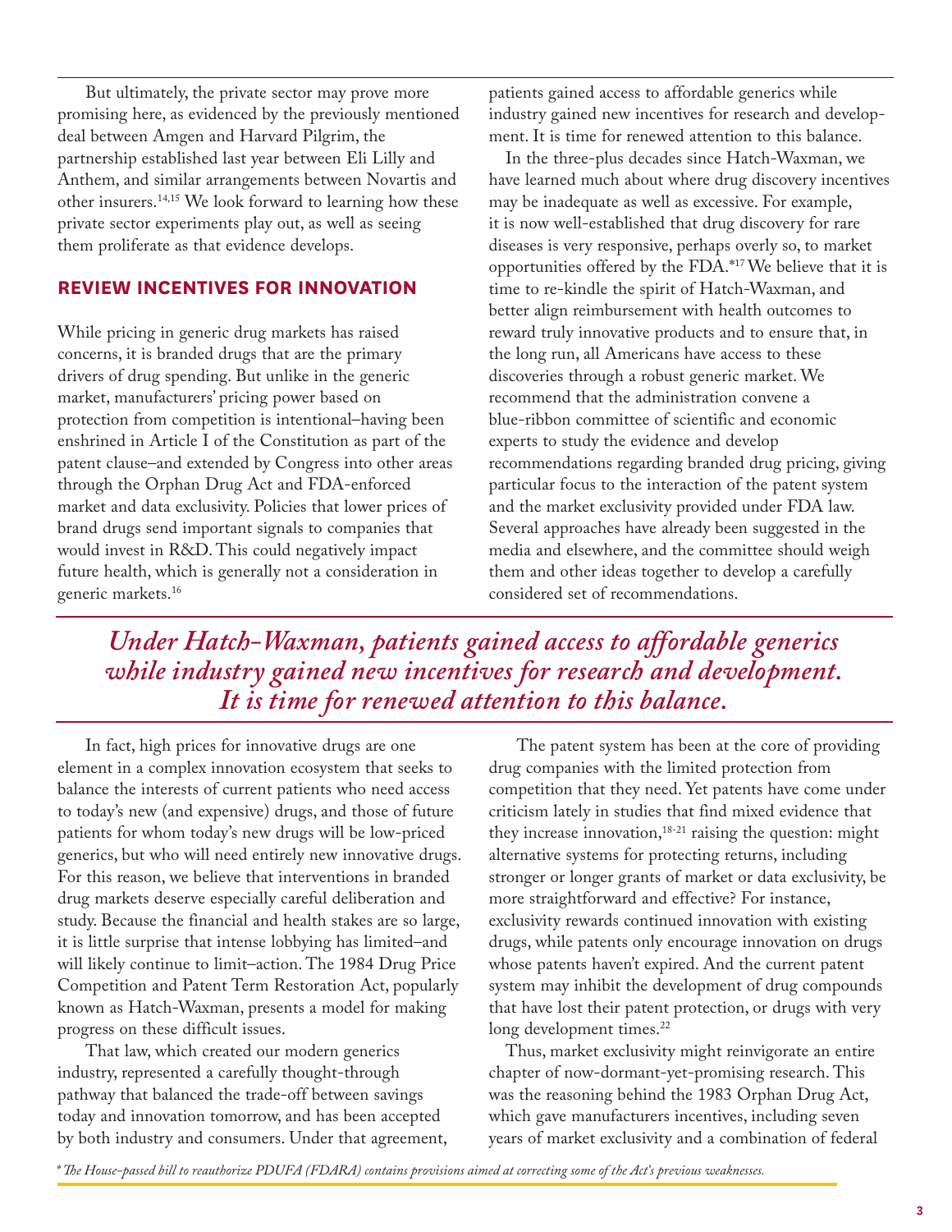But ultimately, the private sector may prove more promising here, as evidenced by the previously mentioned deal between Amgen and Harvard Pilgrim, the partnership established last year between Eli Lilly and Anthem, and similar arrangements between Novartis and other insurers.[14,15] We look forward to learning how these private sector experiments play out, as well as seeing them proliferate as that evidence develops.

## REVIEW INCENTIVES FOR INNOVATION

While pricing in generic drug markets has raised concerns, it is branded drugs that are the primary drivers of drug spending. But unlike in the generic market, manufacturers' pricing power based on protection from competition is intentional–having been enshrined in Article I of the Constitution as part of the patent clause–and extended by Congress into other areas through the Orphan Drug Act and FDA-enforced market and data exclusivity. Policies that lower prices of brand drugs send important signals to companies that would invest in R&D. This could negatively impact future health, which is generally not a consideration in generic markets.[16]

patients gained access to affordable generics while industry gained new incentives for research and development. It is time for renewed attention to this balance.

In the three-plus decades since Hatch-Waxman, we have learned much about where drug discovery incentives may be inadequate as well as excessive. For example, it is now well-established that drug discovery for rare diseases is very responsive, perhaps overly so, to market opportunities offered by the FDA.[*17] We believe that it is time to re-kindle the spirit of Hatch-Waxman, and better align reimbursement with health outcomes to reward truly innovative products and to ensure that, in the long run, all Americans have access to these discoveries through a robust generic market. We recommend that the administration convene a blue-ribbon committee of scientific and economic experts to study the evidence and develop recommendations regarding branded drug pricing, giving particular focus to the interaction of the patent system and the market exclusivity provided under FDA law. Several approaches have already been suggested in the media and elsewhere, and the committee should weigh them and other ideas together to develop a carefully considered set of recommendations.

*Under Hatch-Waxman, patients gained access to affordable generics while industry gained new incentives for research and development. It is time for renewed attention to this balance.*

In fact, high prices for innovative drugs are one element in a complex innovation ecosystem that seeks to balance the interests of current patients who need access to today's new (and expensive) drugs, and those of future patients for whom today's new drugs will be low-priced generics, but who will need entirely new innovative drugs. For this reason, we believe that interventions in branded drug markets deserve especially careful deliberation and study. Because the financial and health stakes are so large, it is little surprise that intense lobbying has limited–and will likely continue to limit–action. The 1984 Drug Price Competition and Patent Term Restoration Act, popularly known as Hatch-Waxman, presents a model for making progress on these difficult issues.

That law, which created our modern generics industry, represented a carefully thought-through pathway that balanced the trade-off between savings today and innovation tomorrow, and has been accepted by both industry and consumers. Under that agreement,

The patent system has been at the core of providing drug companies with the limited protection from competition that they need. Yet patents have come under criticism lately in studies that find mixed evidence that they increase innovation,[18-21] raising the question: might alternative systems for protecting returns, including stronger or longer grants of market or data exclusivity, be more straightforward and effective? For instance, exclusivity rewards continued innovation with existing drugs, while patents only encourage innovation on drugs whose patents haven't expired. And the current patent system may inhibit the development of drug compounds that have lost their patent protection, or drugs with very long development times.[22]

Thus, market exclusivity might reinvigorate an entire chapter of now-dormant-yet-promising research. This was the reasoning behind the 1983 Orphan Drug Act, which gave manufacturers incentives, including seven years of market exclusivity and a combination of federal

*\* The House-passed bill to reauthorize PDUFA (FDARA) contains provisions aimed at correcting some of the Act's previous weaknesses.*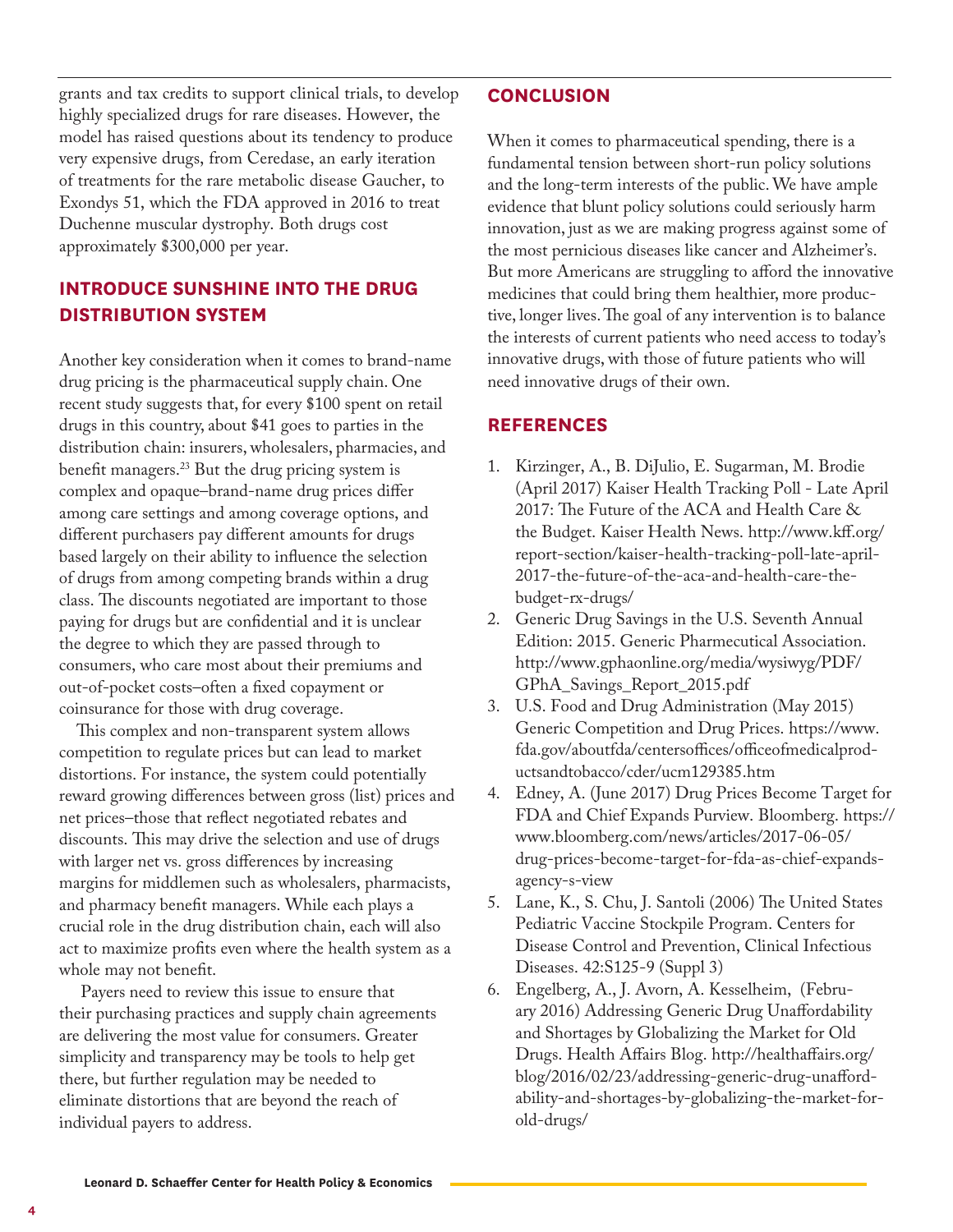grants and tax credits to support clinical trials, to develop highly specialized drugs for rare diseases. However, the model has raised questions about its tendency to produce very expensive drugs, from Ceredase, an early iteration of treatments for the rare metabolic disease Gaucher, to Exondys 51, which the FDA approved in 2016 to treat Duchenne muscular dystrophy. Both drugs cost approximately $300,000 per year.

## INTRODUCE SUNSHINE INTO THE DRUG DISTRIBUTION SYSTEM

Another key consideration when it comes to brand-name drug pricing is the pharmaceutical supply chain. One recent study suggests that, for every $100 spent on retail drugs in this country, about $41 goes to parties in the distribution chain: insurers, wholesalers, pharmacies, and benefit managers.[23] But the drug pricing system is complex and opaque–brand-name drug prices differ among care settings and among coverage options, and different purchasers pay different amounts for drugs based largely on their ability to influence the selection of drugs from among competing brands within a drug class. The discounts negotiated are important to those paying for drugs but are confidential and it is unclear the degree to which they are passed through to consumers, who care most about their premiums and out-of-pocket costs–often a fixed copayment or coinsurance for those with drug coverage.

This complex and non-transparent system allows competition to regulate prices but can lead to market distortions. For instance, the system could potentially reward growing differences between gross (list) prices and net prices–those that reflect negotiated rebates and discounts. This may drive the selection and use of drugs with larger net vs. gross differences by increasing margins for middlemen such as wholesalers, pharmacists, and pharmacy benefit managers. While each plays a crucial role in the drug distribution chain, each will also act to maximize profits even where the health system as a whole may not benefit.

Payers need to review this issue to ensure that their purchasing practices and supply chain agreements are delivering the most value for consumers. Greater simplicity and transparency may be tools to help get there, but further regulation may be needed to eliminate distortions that are beyond the reach of individual payers to address.

## CONCLUSION

When it comes to pharmaceutical spending, there is a fundamental tension between short-run policy solutions and the long-term interests of the public. We have ample evidence that blunt policy solutions could seriously harm innovation, just as we are making progress against some of the most pernicious diseases like cancer and Alzheimer's. But more Americans are struggling to afford the innovative medicines that could bring them healthier, more productive, longer lives. The goal of any intervention is to balance the interests of current patients who need access to today's innovative drugs, with those of future patients who will need innovative drugs of their own.

## REFERENCES

1. Kirzinger, A., B. DiJulio, E. Sugarman, M. Brodie (April 2017) Kaiser Health Tracking Poll - Late April 2017: The Future of the ACA and Health Care & the Budget. Kaiser Health News. http://www.kff.org/report-section/kaiser-health-tracking-poll-late-april-2017-the-future-of-the-aca-and-health-care-the-budget-rx-drugs/
2. Generic Drug Savings in the U.S. Seventh Annual Edition: 2015. Generic Pharmaceutical Association. http://www.gphaonline.org/media/wysiwyg/PDF/GPhA_Savings_Report_2015.pdf
3. U.S. Food and Drug Administration (May 2015) Generic Competition and Drug Prices. https://www.fda.gov/aboutfda/centersoffices/officeofmedicalproductsandtobacco/cder/ucm129385.htm
4. Edney, A. (June 2017) Drug Prices Become Target for FDA and Chief Expands Purview. Bloomberg. https://www.bloomberg.com/news/articles/2017-06-05/drug-prices-become-target-for-fda-as-chief-expands-agency-s-view
5. Lane, K., S. Chu, J. Santoli (2006) The United States Pediatric Vaccine Stockpile Program. Centers for Disease Control and Prevention, Clinical Infectious Diseases. 42:S125-9 (Suppl 3)
6. Engelberg, A., J. Avorn, A. Kesselheim, (February 2016) Addressing Generic Drug Unaffordability and Shortages by Globalizing the Market for Old Drugs. Health Affairs Blog. http://healthaffairs.org/blog/2016/02/23/addressing-generic-drug-unaffordability-and-shortages-by-globalizing-the-market-for-old-drugs/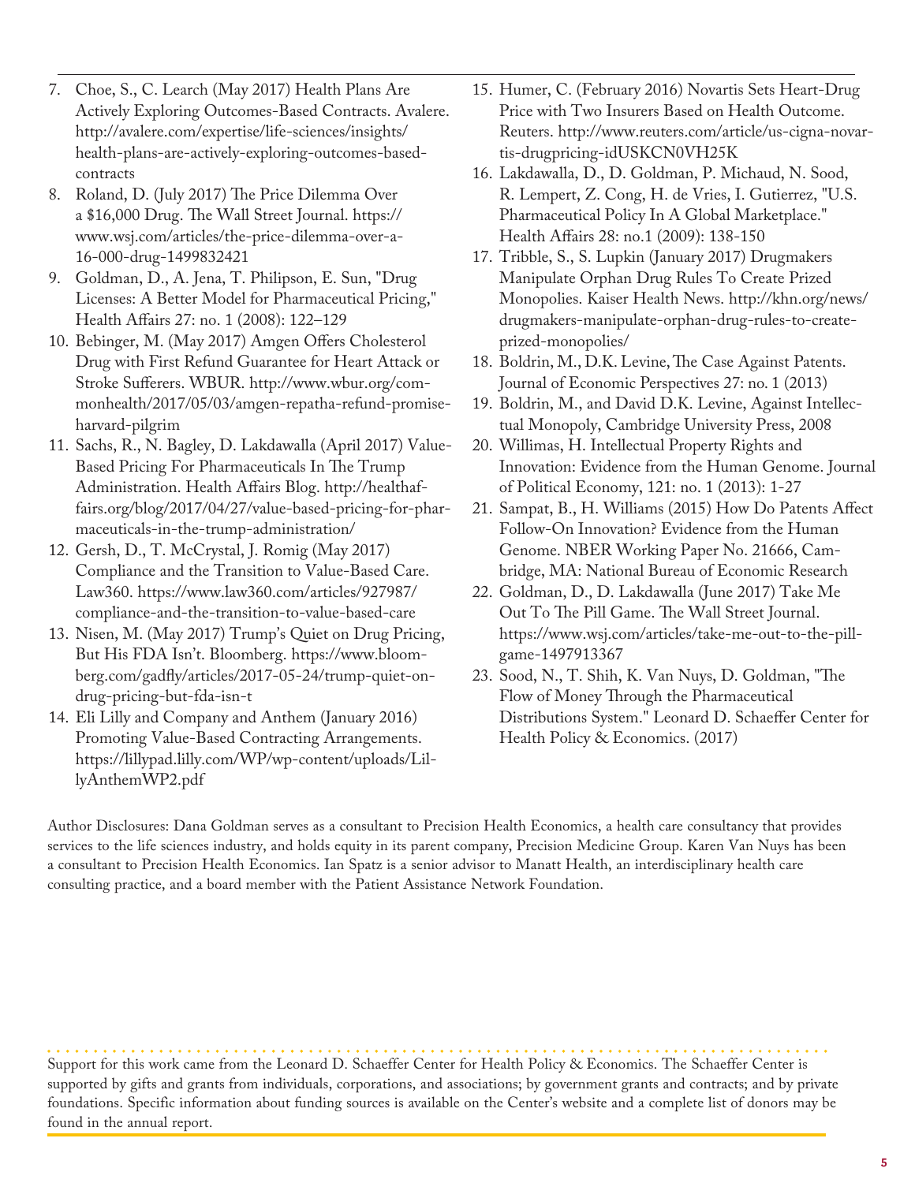7. Choe, S., C. Learch (May 2017) Health Plans Are Actively Exploring Outcomes-Based Contracts. Avalere. http://avalere.com/expertise/life-sciences/insights/health-plans-are-actively-exploring-outcomes-based-contracts
8. Roland, D. (July 2017) The Price Dilemma Over a $16,000 Drug. The Wall Street Journal. https://www.wsj.com/articles/the-price-dilemma-over-a-16-000-drug-1499832421
9. Goldman, D., A. Jena, T. Philipson, E. Sun, "Drug Licenses: A Better Model for Pharmaceutical Pricing," Health Affairs 27: no. 1 (2008): 122–129
10. Bebinger, M. (May 2017) Amgen Offers Cholesterol Drug with First Refund Guarantee for Heart Attack or Stroke Sufferers. WBUR. http://www.wbur.org/commonhealth/2017/05/03/amgen-repatha-refund-promise-harvard-pilgrim
11. Sachs, R., N. Bagley, D. Lakdawalla (April 2017) Value-Based Pricing For Pharmaceuticals In The Trump Administration. Health Affairs Blog. http://healthaffairs.org/blog/2017/04/27/value-based-pricing-for-pharmaceuticals-in-the-trump-administration/
12. Gersh, D., T. McCrystal, J. Romig (May 2017) Compliance and the Transition to Value-Based Care. Law360. https://www.law360.com/articles/927987/compliance-and-the-transition-to-value-based-care
13. Nisen, M. (May 2017) Trump's Quiet on Drug Pricing, But His FDA Isn't. Bloomberg. https://www.bloomberg.com/gadfly/articles/2017-05-24/trump-quiet-on-drug-pricing-but-fda-isn-t
14. Eli Lilly and Company and Anthem (January 2016) Promoting Value-Based Contracting Arrangements. https://lillypad.lilly.com/WP/wp-content/uploads/LillyAnthemWP2.pdf
15. Humer, C. (February 2016) Novartis Sets Heart-Drug Price with Two Insurers Based on Health Outcome. Reuters. http://www.reuters.com/article/us-cigna-novartis-drugpricing-idUSKCN0VH25K
16. Lakdawalla, D., D. Goldman, P. Michaud, N. Sood, R. Lempert, Z. Cong, H. de Vries, I. Gutierrez, "U.S. Pharmaceutical Policy In A Global Marketplace." Health Affairs 28: no.1 (2009): 138-150
17. Tribble, S., S. Lupkin (January 2017) Drugmakers Manipulate Orphan Drug Rules To Create Prized Monopolies. Kaiser Health News. http://khn.org/news/drugmakers-manipulate-orphan-drug-rules-to-create-prized-monopolies/
18. Boldrin, M., D.K. Levine, The Case Against Patents. Journal of Economic Perspectives 27: no. 1 (2013)
19. Boldrin, M., and David D.K. Levine, Against Intellectual Monopoly, Cambridge University Press, 2008
20. Willimas, H. Intellectual Property Rights and Innovation: Evidence from the Human Genome. Journal of Political Economy, 121: no. 1 (2013): 1-27
21. Sampat, B., H. Williams (2015) How Do Patents Affect Follow-On Innovation? Evidence from the Human Genome. NBER Working Paper No. 21666, Cambridge, MA: National Bureau of Economic Research
22. Goldman, D., D. Lakdawalla (June 2017) Take Me Out To The Pill Game. The Wall Street Journal. https://www.wsj.com/articles/take-me-out-to-the-pill-game-1497913367
23. Sood, N., T. Shih, K. Van Nuys, D. Goldman, "The Flow of Money Through the Pharmaceutical Distributions System." Leonard D. Schaeffer Center for Health Policy & Economics. (2017)

Author Disclosures: Dana Goldman serves as a consultant to Precision Health Economics, a health care consultancy that provides services to the life sciences industry, and holds equity in its parent company, Precision Medicine Group. Karen Van Nuys has been a consultant to Precision Health Economics. Ian Spatz is a senior advisor to Manatt Health, an interdisciplinary health care consulting practice, and a board member with the Patient Assistance Network Foundation.

Support for this work came from the Leonard D. Schaeffer Center for Health Policy & Economics. The Schaeffer Center is supported by gifts and grants from individuals, corporations, and associations; by government grants and contracts; and by private foundations. Specific information about funding sources is available on the Center's website and a complete list of donors may be found in the annual report.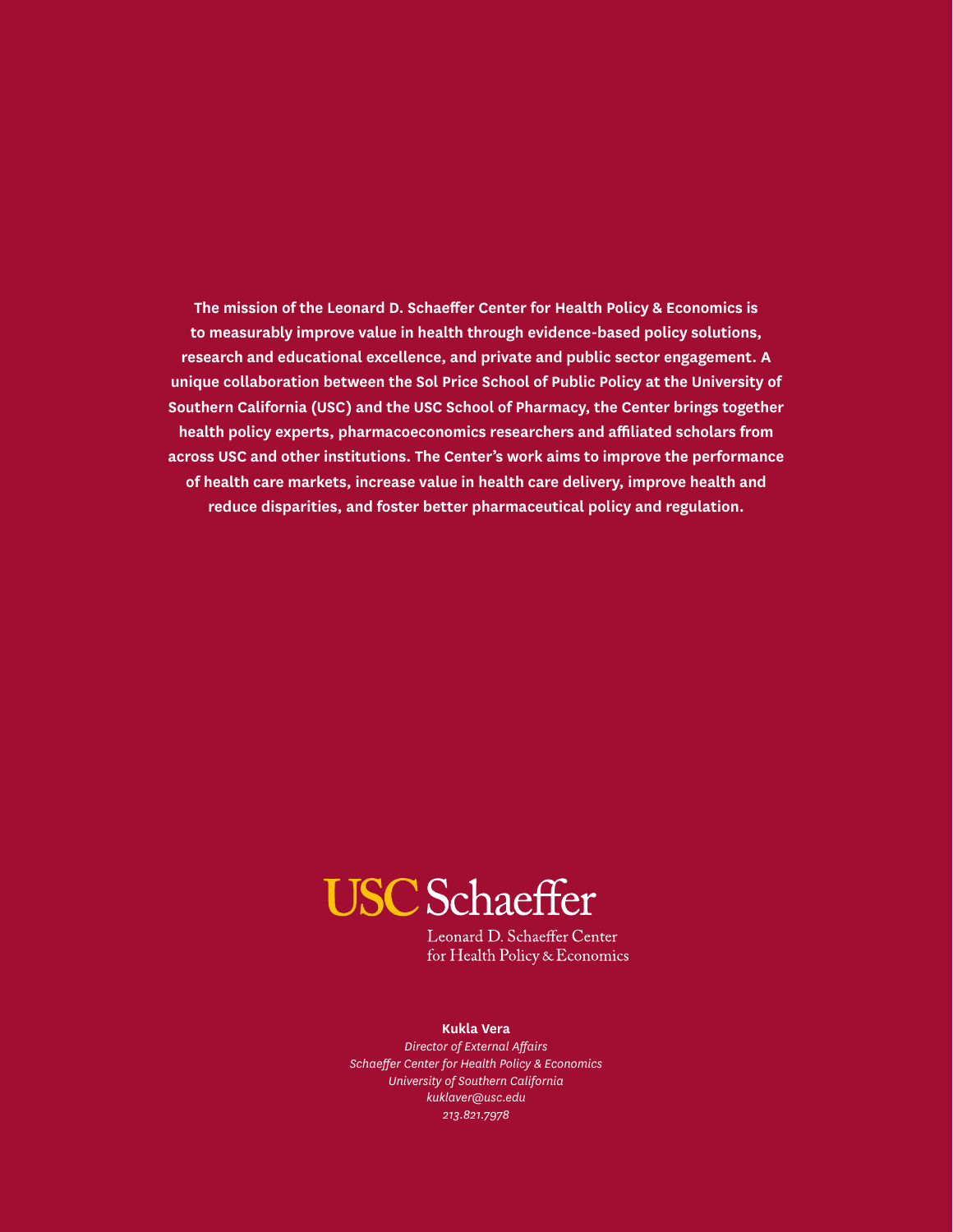**The mission of the Leonard D. Schaeffer Center for Health Policy & Economics is to measurably improve value in health through evidence-based policy solutions, research and educational excellence, and private and public sector engagement. A unique collaboration between the Sol Price School of Public Policy at the University of Southern California (USC) and the USC School of Pharmacy, the Center brings together health policy experts, pharmacoeconomics researchers and affiliated scholars from across USC and other institutions. The Center's work aims to improve the performance of health care markets, increase value in health care delivery, improve health and reduce disparities, and foster better pharmaceutical policy and regulation.**

USC Schaeffer

Leonard D. Schaeffer Center for Health Policy & Economics

**Kukla Vera**

*Director of External Affairs*

*Schaeffer Center for Health Policy & Economics*

*University of Southern California*

*kuklaver@usc.edu*

*213.821.7978*